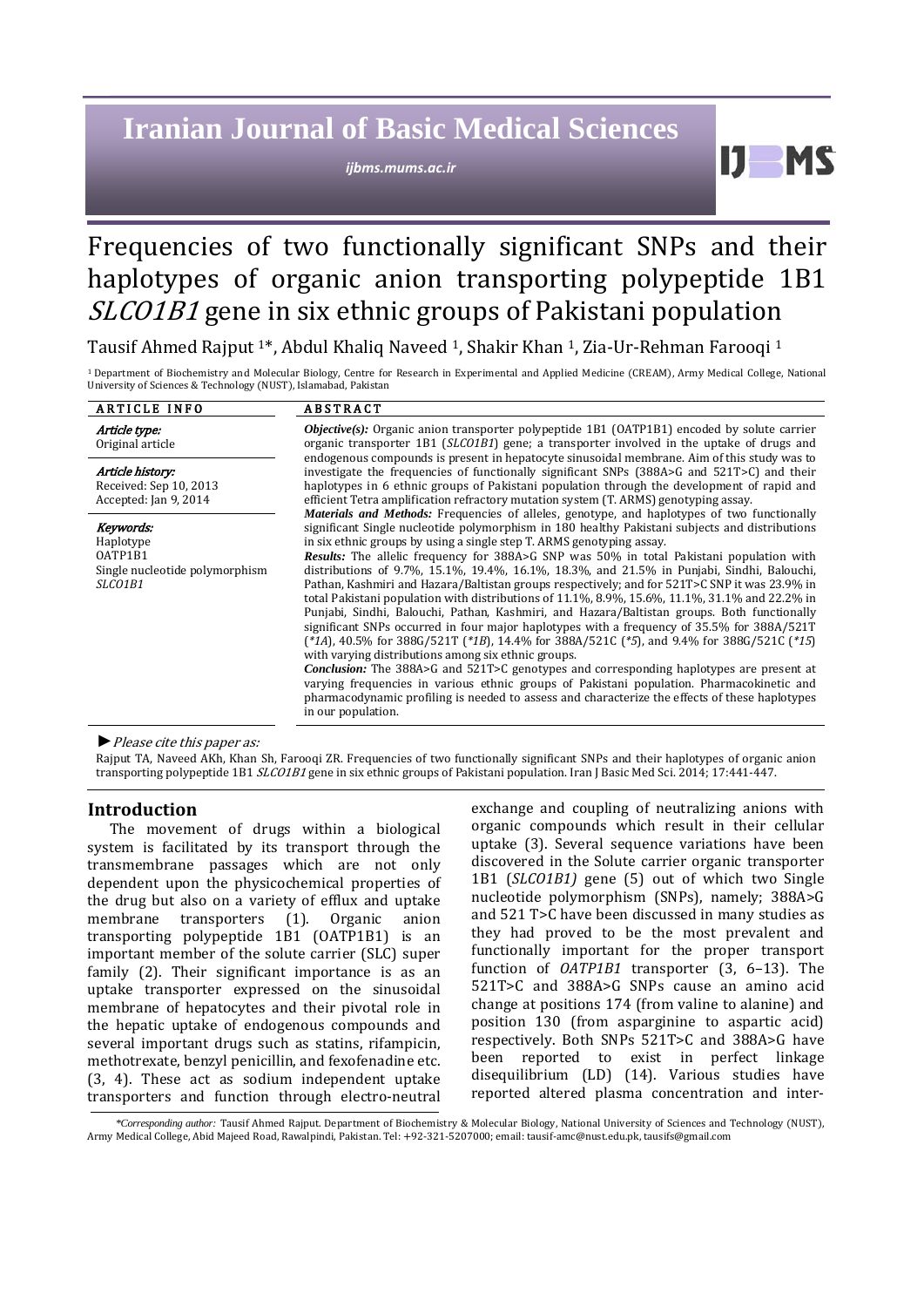# Frequencies of two functionally significant SNPs and their haplotypes of organic anion transporting polypeptide 1B1 *SLCO1B1* gene in six ethnic groups of Pakistani population

Tausif Ahmed Rajput [1]*, Abdul Khaliq Naveed [1], Shakir Khan [1], Zia-Ur-Rehman Farooqi [1]

[1] Department of Biochemistry and Molecular Biology, Centre for Research in Experimental and Applied Medicine (CREAM), Army Medical College, National University of Sciences & Technology (NUST), Islamabad, Pakistan

## ARTICLE INFO

*Article type:*
Original article

*Article history:*
Received: Sep 10, 2013
Accepted: Jan 9, 2014

*Keywords:*
Haplotype
OATP1B1
Single nucleotide polymorphism
*SLCO1B1*

## ABSTRACT

***Objective(s):*** Organic anion transporter polypeptide 1B1 (OATP1B1) encoded by solute carrier organic transporter 1B1 (*SLCO1B1*) gene; a transporter involved in the uptake of drugs and endogenous compounds is present in hepatocyte sinusoidal membrane. Aim of this study was to investigate the frequencies of functionally significant SNPs (388A>G and 521T>C) and their haplotypes in 6 ethnic groups of Pakistani population through the development of rapid and efficient Tetra amplification refractory mutation system (T. ARMS) genotyping assay.

***Materials and Methods:*** Frequencies of alleles, genotype, and haplotypes of two functionally significant Single nucleotide polymorphism in 180 healthy Pakistani subjects and distributions in six ethnic groups by using a single step T. ARMS genotyping assay.

***Results:*** The allelic frequency for 388A>G SNP was 50% in total Pakistani population with distributions of 9.7%, 15.1%, 19.4%, 16.1%, 18.3%, and 21.5% in Punjabi, Sindhi, Balouchi, Pathan, Kashmiri and Hazara/Baltistan groups respectively; and for 521T>C SNP it was 23.9% in total Pakistani population with distributions of 11.1%, 8.9%, 15.6%, 11.1%, 31.1% and 22.2% in Punjabi, Sindhi, Balouchi, Pathan, Kashmiri, and Hazara/Baltistan groups. Both functionally significant SNPs occurred in four major haplotypes with a frequency of 35.5% for 388A/521T (*\*1A*), 40.5% for 388G/521T (*\*1B*), 14.4% for 388A/521C (*\*5*), and 9.4% for 388G/521C (*\*15*) with varying distributions among six ethnic groups.

***Conclusion:*** The 388A>G and 521T>C genotypes and corresponding haplotypes are present at varying frequencies in various ethnic groups of Pakistani population. Pharmacokinetic and pharmacodynamic profiling is needed to assess and characterize the effects of these haplotypes in our population.

► *Please cite this paper as:*

Rajput TA, Naveed AKh, Khan Sh, Farooqi ZR. Frequencies of two functionally significant SNPs and their haplotypes of organic anion transporting polypeptide 1B1 *SLCO1B1* gene in six ethnic groups of Pakistani population. Iran J Basic Med Sci. 2014; 17:441-447.

## Introduction

The movement of drugs within a biological system is facilitated by its transport through the transmembrane passages which are not only dependent upon the physicochemical properties of the drug but also on a variety of efflux and uptake membrane transporters (1). Organic anion transporting polypeptide 1B1 (OATP1B1) is an important member of the solute carrier (SLC) super family (2). Their significant importance is as an uptake transporter expressed on the sinusoidal membrane of hepatocytes and their pivotal role in the hepatic uptake of endogenous compounds and several important drugs such as statins, rifampicin, methotrexate, benzyl penicillin, and fexofenadine etc. (3, 4). These act as sodium independent uptake transporters and function through electro-neutral exchange and coupling of neutralizing anions with organic compounds which result in their cellular uptake (3). Several sequence variations have been discovered in the Solute carrier organic transporter 1B1 (*SLCO1B1)* gene (5) out of which two Single nucleotide polymorphism (SNPs), namely; 388A>G and 521 T>C have been discussed in many studies as they had proved to be the most prevalent and functionally important for the proper transport function of *OATP1B1* transporter (3, 6–13). The 521T>C and 388A>G SNPs cause an amino acid change at positions 174 (from valine to alanine) and position 130 (from asparginine to aspartic acid) respectively. Both SNPs 521T>C and 388A>G have been reported to exist in perfect linkage disequilibrium (LD) (14). Various studies have reported altered plasma concentration and inter-

*\*Corresponding author:* Tausif Ahmed Rajput. Department of Biochemistry & Molecular Biology, National University of Sciences and Technology (NUST), Army Medical College, Abid Majeed Road, Rawalpindi, Pakistan. Tel: +92-321-5207000; email: tausif-amc@nust.edu.pk, tausifs@gmail.com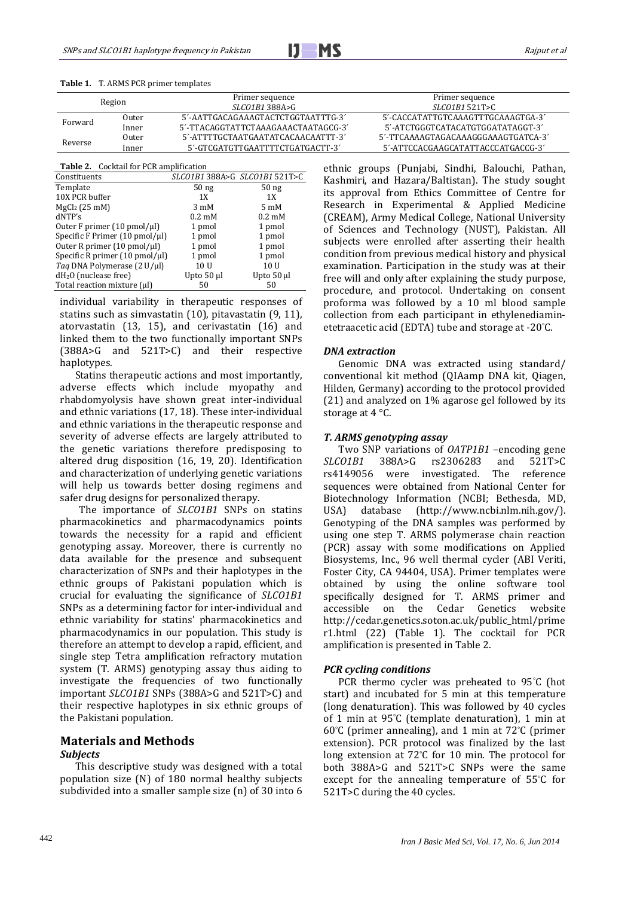**Table 1.** T. ARMS PCR primer templates

| Region | | Primer sequence *SLCO1B1* 388A>G | Primer sequence *SLCO1B1* 521T>C |
|---|---|---|---|
| Forward | Outer | 5´-AATTGACAGAAAGTACTCTGGTAATTTG-3´ | 5´-CACCATATTGTCAAAGTTTGCAAAGTGA-3´ |
| | Inner | 5´-TTACAGGTATTCTAAAGAAACTAATAGCG-3´ | 5´-ATCTGGGTCATACATGTGGATATAGGT-3´ |
| Reverse | Outer | 5´-ATTTTGCTAATGAATATCACAACAATTT-3´ | 5´-TTCAAAAGTAGACAAAGGGAAAGTGATCA-3´ |
| | Inner | 5´-GTCGATGTTGAATTTTCTGATGACTT-3´ | 5´-ATTCCACGAAGCATATTACCCATGACCG-3´ |

**Table 2.** Cocktail for PCR amplification

| Constituents | *SLCO1B1* 388A>G | *SLCO1B1* 521T>C |
|---|---|---|
| Template | 50 ng | 50 ng |
| 10X PCR buffer | 1X | 1X |
| $MgCl_2$ (25 mM) | 3 mM | 5 mM |
| dNTP's | 0.2 mM | 0.2 mM |
| Outer F primer (10 pmol/µl) | 1 pmol | 1 pmol |
| Specific F Primer (10 pmol/µl) | 1 pmol | 1 pmol |
| Outer R primer (10 pmol/µl) | 1 pmol | 1 pmol |
| Specific R primer (10 pmol/µl) | 1 pmol | 1 pmol |
| *Taq* DNA Polymerase (2 U/µl) | 10 U | 10 U |
| $dH_2O$ (nuclease free) | Upto 50 µl | Upto 50 µl |
| Total reaction mixture (µl) | 50 | 50 |

individual variability in therapeutic responses of statins such as simvastatin (10), pitavastatin (9, 11), atorvastatin (13, 15), and cerivastatin (16) and linked them to the two functionally important SNPs (388A>G and 521T>C) and their respective haplotypes.

Statins therapeutic actions and most importantly, adverse effects which include myopathy and rhabdomyolysis have shown great inter-individual and ethnic variations (17, 18). These inter-individual and ethnic variations in the therapeutic response and severity of adverse effects are largely attributed to the genetic variations therefore predisposing to altered drug disposition (16, 19, 20). Identification and characterization of underlying genetic variations will help us towards better dosing regimens and safer drug designs for personalized therapy.

The importance of *SLCO1B1* SNPs on statins pharmacokinetics and pharmacodynamics points towards the necessity for a rapid and efficient genotyping assay. Moreover, there is currently no data available for the presence and subsequent characterization of SNPs and their haplotypes in the ethnic groups of Pakistani population which is crucial for evaluating the significance of *SLCO1B1* SNPs as a determining factor for inter-individual and ethnic variability for statins' pharmacokinetics and pharmacodynamics in our population. This study is therefore an attempt to develop a rapid, efficient, and single step Tetra amplification refractory mutation system (T. ARMS) genotyping assay thus aiding to investigate the frequencies of two functionally important *SLCO1B1* SNPs (388A>G and 521T>C) and their respective haplotypes in six ethnic groups of the Pakistani population.

## Materials and Methods

### *Subjects*

This descriptive study was designed with a total population size (N) of 180 normal healthy subjects subdivided into a smaller sample size (n) of 30 into 6 ethnic groups (Punjabi, Sindhi, Balouchi, Pathan, Kashmiri, and Hazara/Baltistan). The study sought its approval from Ethics Committee of Centre for Research in Experimental & Applied Medicine (CREAM), Army Medical College, National University of Sciences and Technology (NUST), Pakistan. All subjects were enrolled after asserting their health condition from previous medical history and physical examination. Participation in the study was at their free will and only after explaining the study purpose, procedure, and protocol. Undertaking on consent proforma was followed by a 10 ml blood sample collection from each participant in ethylenediaminetetraacetic acid (EDTA) tube and storage at -20°C.

### *DNA extraction*

Genomic DNA was extracted using standard/ conventional kit method (QIAamp DNA kit, Qiagen, Hilden, Germany) according to the protocol provided (21) and analyzed on 1% agarose gel followed by its storage at 4 °C.

### *T. ARMS genotyping assay*

Two SNP variations of *OATP1B1* –encoding gene *SLCO1B1* 388A>G rs2306283 and 521T>C rs4149056 were investigated. The reference sequences were obtained from National Center for Biotechnology Information (NCBI; Bethesda, MD, USA) database (http://www.ncbi.nlm.nih.gov/). Genotyping of the DNA samples was performed by using one step T. ARMS polymerase chain reaction (PCR) assay with some modifications on Applied Biosystems, Inc., 96 well thermal cycler (ABI Veriti, Foster City, CA 94404, USA). Primer templates were obtained by using the online software tool specifically designed for T. ARMS primer and accessible on the Cedar Genetics website http://cedar.genetics.soton.ac.uk/public_html/primer1.html (22) (Table 1). The cocktail for PCR amplification is presented in Table 2.

### *PCR cycling conditions*

PCR thermo cycler was preheated to 95°C (hot start) and incubated for 5 min at this temperature (long denaturation). This was followed by 40 cycles of 1 min at 95°C (template denaturation), 1 min at 60°C (primer annealing), and 1 min at 72°C (primer extension). PCR protocol was finalized by the last long extension at 72°C for 10 min. The protocol for both 388A>G and 521T>C SNPs were the same except for the annealing temperature of 55°C for 521T>C during the 40 cycles.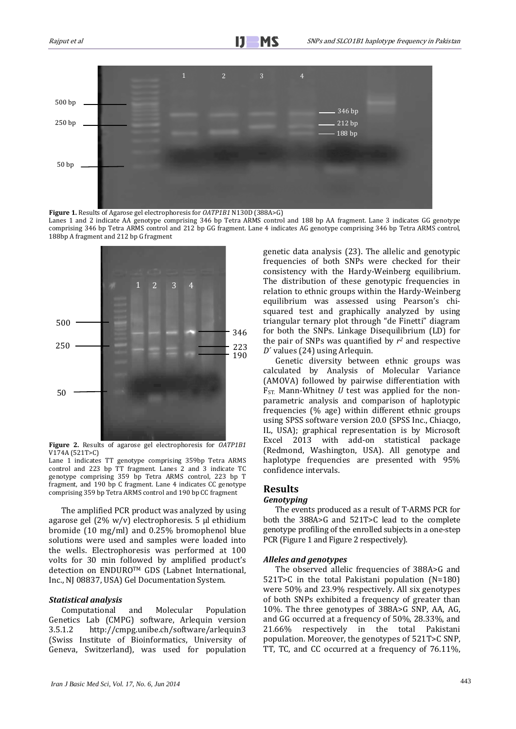**Figure 1.** Results of Agarose gel electrophoresis for *OATP1B1* N130D (388A>G)

Lanes 1 and 2 indicate AA genotype comprising 346 bp Tetra ARMS control and 188 bp AA fragment. Lane 3 indicates GG genotype comprising 346 bp Tetra ARMS control and 212 bp GG fragment. Lane 4 indicates AG genotype comprising 346 bp Tetra ARMS control, 188bp A fragment and 212 bp G fragment

**Figure 2.** Results of agarose gel electrophoresis for *OATP1B1* V174A (521T>C)

Lane 1 indicates TT genotype comprising 359bp Tetra ARMS control and 223 bp TT fragment. Lanes 2 and 3 indicate TC genotype comprising 359 bp Tetra ARMS control, 223 bp T fragment, and 190 bp C fragment. Lane 4 indicates CC genotype comprising 359 bp Tetra ARMS control and 190 bp CC fragment

The amplified PCR product was analyzed by using agarose gel (2% w/v) electrophoresis. 5 µl ethidium bromide (10 mg/ml) and 0.25% bromophenol blue solutions were used and samples were loaded into the wells. Electrophoresis was performed at 100 volts for 30 min followed by amplified product's detection on ENDURO™ GDS (Labnet International, Inc., NJ 08837, USA) Gel Documentation System.

### *Statistical analysis*

Computational and Molecular Population Genetics Lab (CMPG) software, Arlequin version 3.5.1.2 http://cmpg.unibe.ch/software/arlequin3 (Swiss Institute of Bioinformatics, University of Geneva, Switzerland), was used for population genetic data analysis (23). The allelic and genotypic frequencies of both SNPs were checked for their consistency with the Hardy-Weinberg equilibrium. The distribution of these genotypic frequencies in relation to ethnic groups within the Hardy-Weinberg equilibrium was assessed using Pearson's chi-squared test and graphically analyzed by using triangular ternary plot through "de Finetti" diagram for both the SNPs. Linkage Disequilibrium (LD) for the pair of SNPs was quantified by $r^2$ and respective $D'$ values (24) using Arlequin.

Genetic diversity between ethnic groups was calculated by Analysis of Molecular Variance (AMOVA) followed by pairwise differentiation with $F_{ST}$. Mann-Whitney *U* test was applied for the non-parametric analysis and comparison of haplotypic frequencies (% age) within different ethnic groups using SPSS software version 20.0 (SPSS Inc., Chiacgo, IL, USA); graphical representation is by Microsoft Excel 2013 with add-on statistical package (Redmond, Washington, USA). All genotype and haplotype frequencies are presented with 95% confidence intervals.

## Results

### *Genotyping*

The events produced as a result of T-ARMS PCR for both the 388A>G and 521T>C lead to the complete genotype profiling of the enrolled subjects in a one-step PCR (Figure 1 and Figure 2 respectively).

### *Alleles and genotypes*

The observed allelic frequencies of 388A>G and 521T>C in the total Pakistani population (N=180) were 50% and 23.9% respectively. All six genotypes of both SNPs exhibited a frequency of greater than 10%. The three genotypes of 388A>G SNP, AA, AG, and GG occurred at a frequency of 50%, 28.33%, and 21.66% respectively in the total Pakistani population. Moreover, the genotypes of 521T>C SNP, TT, TC, and CC occurred at a frequency of 76.11%,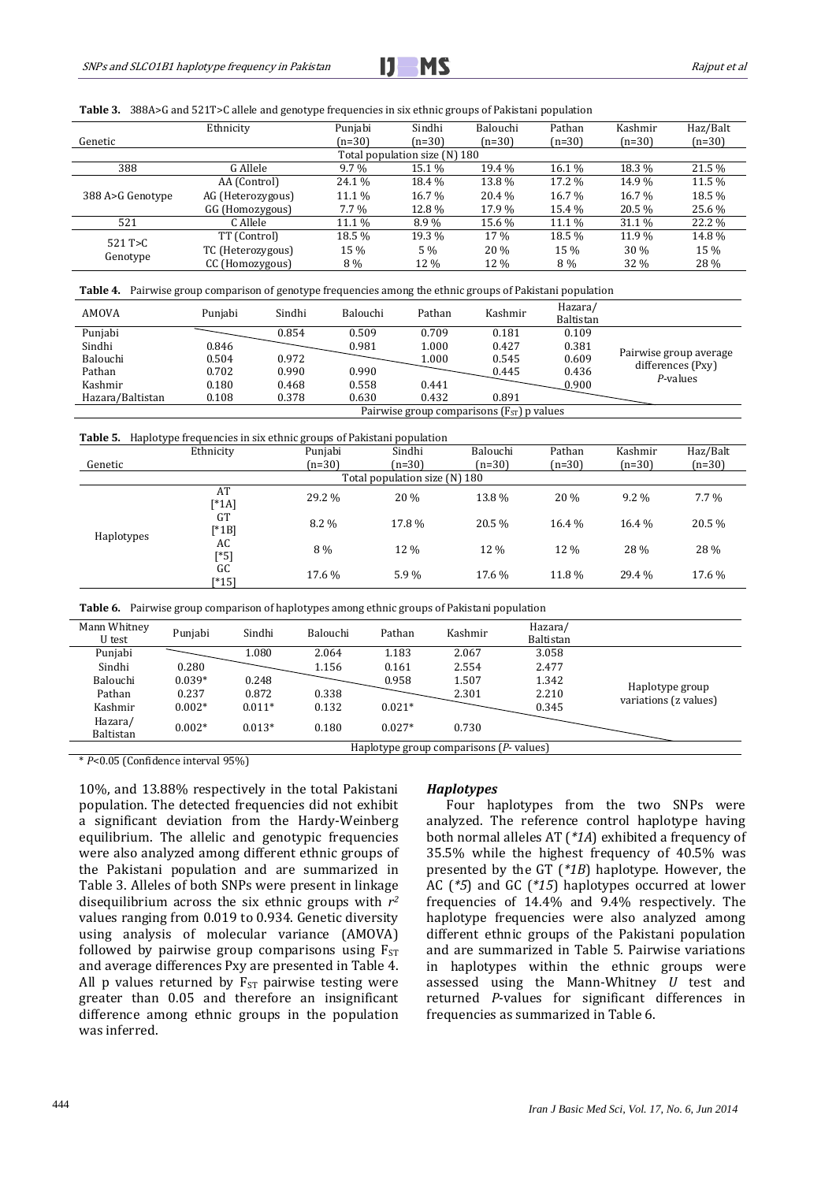**Table 3.** 388A>G and 521T>C allele and genotype frequencies in six ethnic groups of Pakistani population

| Genetic | Ethnicity | Punjabi (n=30) | Sindhi (n=30) | Balouchi (n=30) | Pathan (n=30) | Kashmir (n=30) | Haz/Balt (n=30) |
|---|---|---|---|---|---|---|---|
| | | Total population size (N) 180 | | | | | |
| 388 | G Allele | 9.7 % | 15.1 % | 19.4 % | 16.1 % | 18.3 % | 21.5 % |
| 388 A>G Genotype | AA (Control) | 24.1 % | 18.4 % | 13.8 % | 17.2 % | 14.9 % | 11.5 % |
| | AG (Heterozygous) | 11.1 % | 16.7 % | 20.4 % | 16.7 % | 16.7 % | 18.5 % |
| | GG (Homozygous) | 7.7 % | 12.8 % | 17.9 % | 15.4 % | 20.5 % | 25.6 % |
| 521 | C Allele | 11.1 % | 8.9 % | 15.6 % | 11.1 % | 31.1 % | 22.2 % |
| 521 T>C Genotype | TT (Control) | 18.5 % | 19.3 % | 17 % | 18.5 % | 11.9 % | 14.8 % |
| | TC (Heterozygous) | 15 % | 5 % | 20 % | 15 % | 30 % | 15 % |
| | CC (Homozygous) | 8 % | 12 % | 12 % | 8 % | 32 % | 28 % |

**Table 4.** Pairwise group comparison of genotype frequencies among the ethnic groups of Pakistani population

| AMOVA | Punjabi | Sindhi | Balouchi | Pathan | Kashmir | Hazara/ Baltistan | |
|---|---|---|---|---|---|---|---|
| Punjabi | | 0.854 | 0.509 | 0.709 | 0.181 | 0.109 | Pairwise group average differences (Pxy) *P*-values |
| Sindhi | 0.846 | | 0.981 | 1.000 | 0.427 | 0.381 | |
| Balouchi | 0.504 | 0.972 | | 1.000 | 0.545 | 0.609 | |
| Pathan | 0.702 | 0.990 | 0.990 | | 0.445 | 0.436 | |
| Kashmir | 0.180 | 0.468 | 0.558 | 0.441 | | 0.900 | |
| Hazara/Baltistan | 0.108 | 0.378 | 0.630 | 0.432 | 0.891 | | |
| | Pairwise group comparisons ($F_{ST}$) p values | | | | | | |

**Table 5.** Haplotype frequencies in six ethnic groups of Pakistani population

| Genetic | Ethnicity | Punjabi (n=30) | Sindhi (n=30) | Balouchi (n=30) | Pathan (n=30) | Kashmir (n=30) | Haz/Balt (n=30) |
|---|---|---|---|---|---|---|---|
| | | Total population size (N) 180 | | | | | |
| Haplotypes | AT [*1A] | 29.2 % | 20 % | 13.8 % | 20 % | 9.2 % | 7.7 % |
| | GT [*1B] | 8.2 % | 17.8 % | 20.5 % | 16.4 % | 16.4 % | 20.5 % |
| | AC [*5] | 8 % | 12 % | 12 % | 12 % | 28 % | 28 % |
| | GC [*15] | 17.6 % | 5.9 % | 17.6 % | 11.8 % | 29.4 % | 17.6 % |

**Table 6.** Pairwise group comparison of haplotypes among ethnic groups of Pakistani population

| Mann Whitney U test | Punjabi | Sindhi | Balouchi | Pathan | Kashmir | Hazara/ Baltistan | |
|---|---|---|---|---|---|---|---|
| Punjabi | | 1.080 | 2.064 | 1.183 | 2.067 | 3.058 | Haplotype group variations (z values) |
| Sindhi | 0.280 | | 1.156 | 0.161 | 2.554 | 2.477 | |
| Balouchi | 0.039* | 0.248 | | 0.958 | 1.507 | 1.342 | |
| Pathan | 0.237 | 0.872 | 0.338 | | 2.301 | 2.210 | |
| Kashmir | 0.002* | 0.011* | 0.132 | 0.021* | | 0.345 | |
| Hazara/ Baltistan | 0.002* | 0.013* | 0.180 | 0.027* | 0.730 | | |
| | Haplotype group comparisons (*P*- values) | | | | | | |

\* $P<0.05$ (Confidence interval 95%)

10%, and 13.88% respectively in the total Pakistani population. The detected frequencies did not exhibit a significant deviation from the Hardy-Weinberg equilibrium. The allelic and genotypic frequencies were also analyzed among different ethnic groups of the Pakistani population and are summarized in Table 3. Alleles of both SNPs were present in linkage disequilibrium across the six ethnic groups with $r^2$ values ranging from 0.019 to 0.934. Genetic diversity using analysis of molecular variance (AMOVA) followed by pairwise group comparisons using $F_{ST}$ and average differences Pxy are presented in Table 4. All p values returned by $F_{ST}$ pairwise testing were greater than 0.05 and therefore an insignificant difference among ethnic groups in the population was inferred.

### *Haplotypes*

Four haplotypes from the two SNPs were analyzed. The reference control haplotype having both normal alleles AT (*\*1A*) exhibited a frequency of 35.5% while the highest frequency of 40.5% was presented by the GT (*\*1B*) haplotype. However, the AC (*\*5*) and GC (*\*15*) haplotypes occurred at lower frequencies of 14.4% and 9.4% respectively. The haplotype frequencies were also analyzed among different ethnic groups of the Pakistani population and are summarized in Table 5. Pairwise variations in haplotypes within the ethnic groups were assessed using the Mann-Whitney *U* test and returned *P*-values for significant differences in frequencies as summarized in Table 6.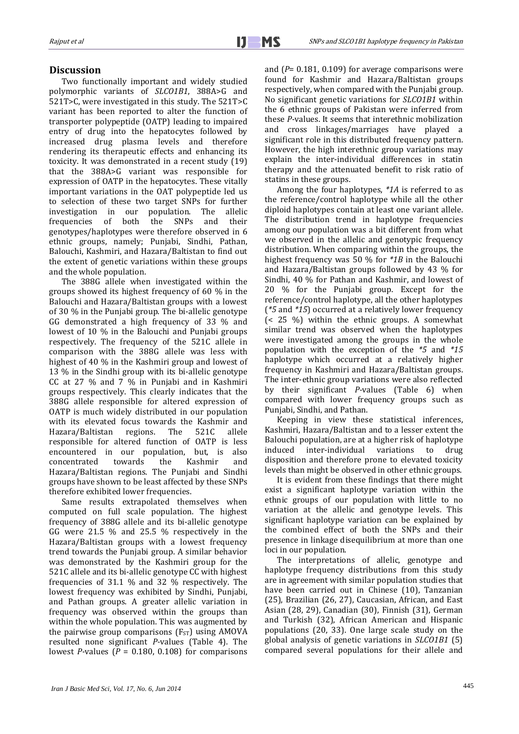## Discussion

Two functionally important and widely studied polymorphic variants of *SLCO1B1*, 388A>G and 521T>C, were investigated in this study. The 521T>C variant has been reported to alter the function of transporter polypeptide (OATP) leading to impaired entry of drug into the hepatocytes followed by increased drug plasma levels and therefore rendering its therapeutic effects and enhancing its toxicity. It was demonstrated in a recent study (19) that the 388A>G variant was responsible for expression of OATP in the hepatocytes. These vitally important variations in the OAT polypeptide led us to selection of these two target SNPs for further investigation in our population. The allelic frequencies of both the SNPs and their genotypes/haplotypes were therefore observed in 6 ethnic groups, namely; Punjabi, Sindhi, Pathan, Balouchi, Kashmiri, and Hazara/Baltistan to find out the extent of genetic variations within these groups and the whole population.

The 388G allele when investigated within the groups showed its highest frequency of 60 % in the Balouchi and Hazara/Baltistan groups with a lowest of 30 % in the Punjabi group. The bi-allelic genotype GG demonstrated a high frequency of 33 % and lowest of 10 % in the Balouchi and Punjabi groups respectively. The frequency of the 521C allele in comparison with the 388G allele was less with highest of 40 % in the Kashmiri group and lowest of 13 % in the Sindhi group with its bi-allelic genotype CC at 27 % and 7 % in Punjabi and in Kashmiri groups respectively. This clearly indicates that the 388G allele responsible for altered expression of OATP is much widely distributed in our population with its elevated focus towards the Kashmir and Hazara/Baltistan regions. The 521C allele responsible for altered function of OATP is less encountered in our population, but, is also concentrated towards the Kashmir and Hazara/Baltistan regions. The Punjabi and Sindhi groups have shown to be least affected by these SNPs therefore exhibited lower frequencies.

Same results extrapolated themselves when computed on full scale population. The highest frequency of 388G allele and its bi-allelic genotype GG were 21.5 % and 25.5 % respectively in the Hazara/Baltistan groups with a lowest frequency trend towards the Punjabi group. A similar behavior was demonstrated by the Kashmiri group for the 521C allele and its bi-allelic genotype CC with highest frequencies of 31.1 % and 32 % respectively. The lowest frequency was exhibited by Sindhi, Punjabi, and Pathan groups. A greater allelic variation in frequency was observed within the groups than within the whole population. This was augmented by the pairwise group comparisons ($F_{ST}$) using AMOVA resulted none significant *P*-values (Table 4). The lowest *P*-values ($P$ = 0.180, 0.108) for comparisons and ($P$= 0.181, 0.109) for average comparisons were found for Kashmir and Hazara/Baltistan groups respectively, when compared with the Punjabi group. No significant genetic variations for *SLCO1B1* within the 6 ethnic groups of Pakistan were inferred from these *P*-values. It seems that interethnic mobilization and cross linkages/marriages have played a significant role in this distributed frequency pattern. However, the high interethnic group variations may explain the inter-individual differences in statin therapy and the attenuated benefit to risk ratio of statins in these groups.

Among the four haplotypes, *\*1A* is referred to as the reference/control haplotype while all the other diploid haplotypes contain at least one variant allele. The distribution trend in haplotype frequencies among our population was a bit different from what we observed in the allelic and genotypic frequency distribution. When comparing within the groups, the highest frequency was 50 % for *\*1B* in the Balouchi and Hazara/Baltistan groups followed by 43 % for Sindhi, 40 % for Pathan and Kashmir, and lowest of 20 % for the Punjabi group. Except for the reference/control haplotype, all the other haplotypes (*\*5* and *\*15*) occurred at a relatively lower frequency (< 25 %) within the ethnic groups. A somewhat similar trend was observed when the haplotypes were investigated among the groups in the whole population with the exception of the *\*5* and *\*15* haplotype which occurred at a relatively higher frequency in Kashmiri and Hazara/Baltistan groups. The inter-ethnic group variations were also reflected by their significant *P*-values (Table 6) when compared with lower frequency groups such as Punjabi, Sindhi, and Pathan.

Keeping in view these statistical inferences, Kashmiri, Hazara/Baltistan and to a lesser extent the Balouchi population, are at a higher risk of haplotype induced inter-individual variations to drug disposition and therefore prone to elevated toxicity levels than might be observed in other ethnic groups.

It is evident from these findings that there might exist a significant haplotype variation within the ethnic groups of our population with little to no variation at the allelic and genotype levels. This significant haplotype variation can be explained by the combined effect of both the SNPs and their presence in linkage disequilibrium at more than one loci in our population.

The interpretations of allelic, genotype and haplotype frequency distributions from this study are in agreement with similar population studies that have been carried out in Chinese (10), Tanzanian (25), Brazilian (26, 27), Caucasian, African, and East Asian (28, 29), Canadian (30), Finnish (31), German and Turkish (32), African American and Hispanic populations (20, 33). One large scale study on the global analysis of genetic variations in *SLCO1B1* (5) compared several populations for their allele and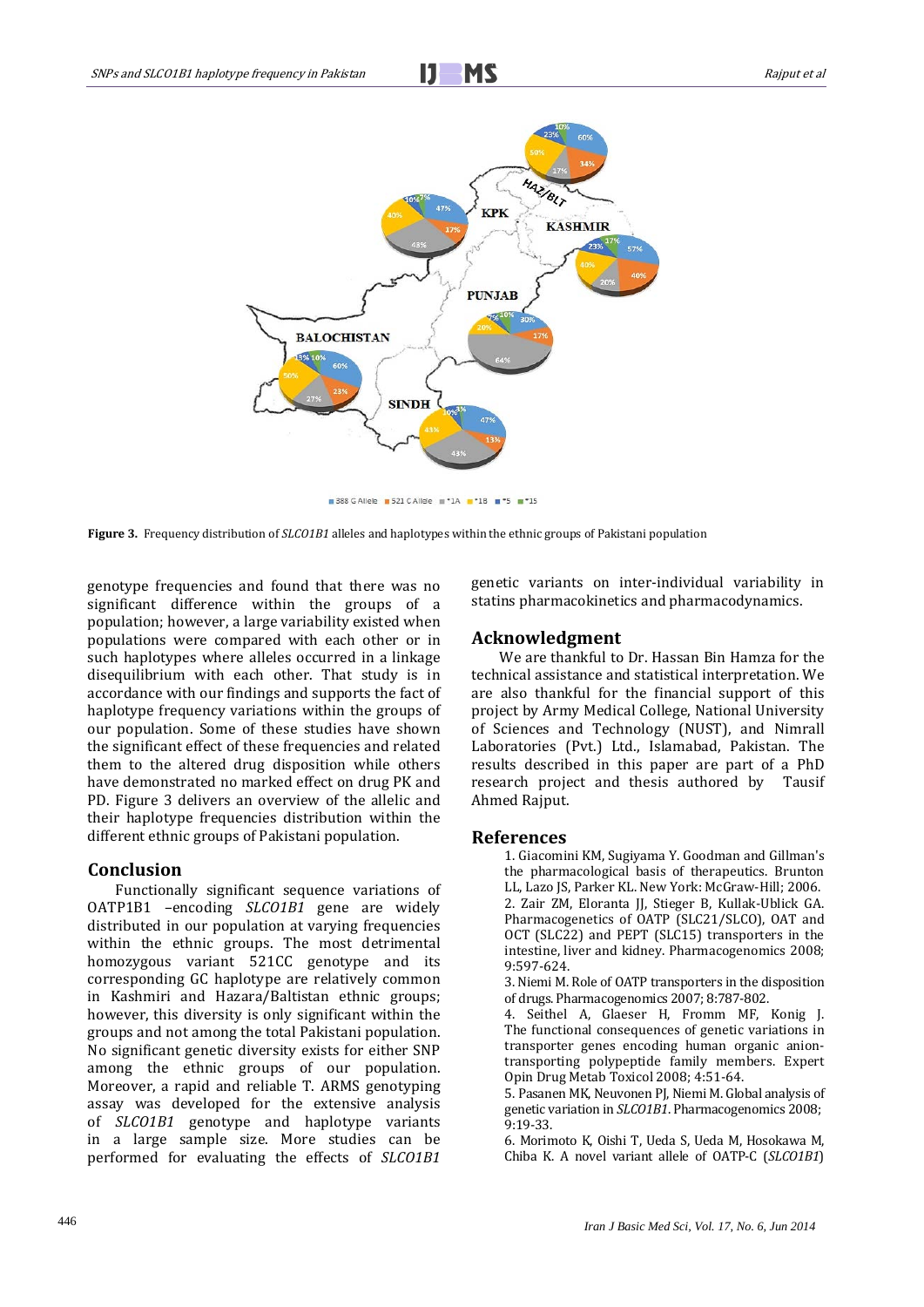**Figure 3.** Frequency distribution of *SLCO1B1* alleles and haplotypes within the ethnic groups of Pakistani population

genotype frequencies and found that there was no significant difference within the groups of a population; however, a large variability existed when populations were compared with each other or in such haplotypes where alleles occurred in a linkage disequilibrium with each other. That study is in accordance with our findings and supports the fact of haplotype frequency variations within the groups of our population. Some of these studies have shown the significant effect of these frequencies and related them to the altered drug disposition while others have demonstrated no marked effect on drug PK and PD. Figure 3 delivers an overview of the allelic and their haplotype frequencies distribution within the different ethnic groups of Pakistani population.

## Conclusion

Functionally significant sequence variations of OATP1B1 –encoding *SLCO1B1* gene are widely distributed in our population at varying frequencies within the ethnic groups. The most detrimental homozygous variant 521CC genotype and its corresponding GC haplotype are relatively common in Kashmiri and Hazara/Baltistan ethnic groups; however, this diversity is only significant within the groups and not among the total Pakistani population. No significant genetic diversity exists for either SNP among the ethnic groups of our population. Moreover, a rapid and reliable T. ARMS genotyping assay was developed for the extensive analysis of *SLCO1B1* genotype and haplotype variants in a large sample size. More studies can be performed for evaluating the effects of *SLCO1B1* genetic variants on inter-individual variability in statins pharmacokinetics and pharmacodynamics.

## Acknowledgment

We are thankful to Dr. Hassan Bin Hamza for the technical assistance and statistical interpretation. We are also thankful for the financial support of this project by Army Medical College, National University of Sciences and Technology (NUST), and Nimrall Laboratories (Pvt.) Ltd., Islamabad, Pakistan. The results described in this paper are part of a PhD research project and thesis authored by Tausif Ahmed Rajput.

## References

1. Giacomini KM, Sugiyama Y. Goodman and Gillman's the pharmacological basis of therapeutics. Brunton LL, Lazo JS, Parker KL. New York: McGraw-Hill; 2006.
2. Zair ZM, Eloranta JJ, Stieger B, Kullak-Ublick GA. Pharmacogenetics of OATP (SLC21/SLCO), OAT and OCT (SLC22) and PEPT (SLC15) transporters in the intestine, liver and kidney. Pharmacogenomics 2008; 9:597-624.
3. Niemi M. Role of OATP transporters in the disposition of drugs. Pharmacogenomics 2007; 8:787-802.
4. Seithel A, Glaeser H, Fromm MF, Konig J. The functional consequences of genetic variations in transporter genes encoding human organic anion-transporting polypeptide family members. Expert Opin Drug Metab Toxicol 2008; 4:51-64.
5. Pasanen MK, Neuvonen PJ, Niemi M. Global analysis of genetic variation in *SLCO1B1*. Pharmacogenomics 2008; 9:19-33.
6. Morimoto K, Oishi T, Ueda S, Ueda M, Hosokawa M, Chiba K. A novel variant allele of OATP-C (*SLCO1B1*)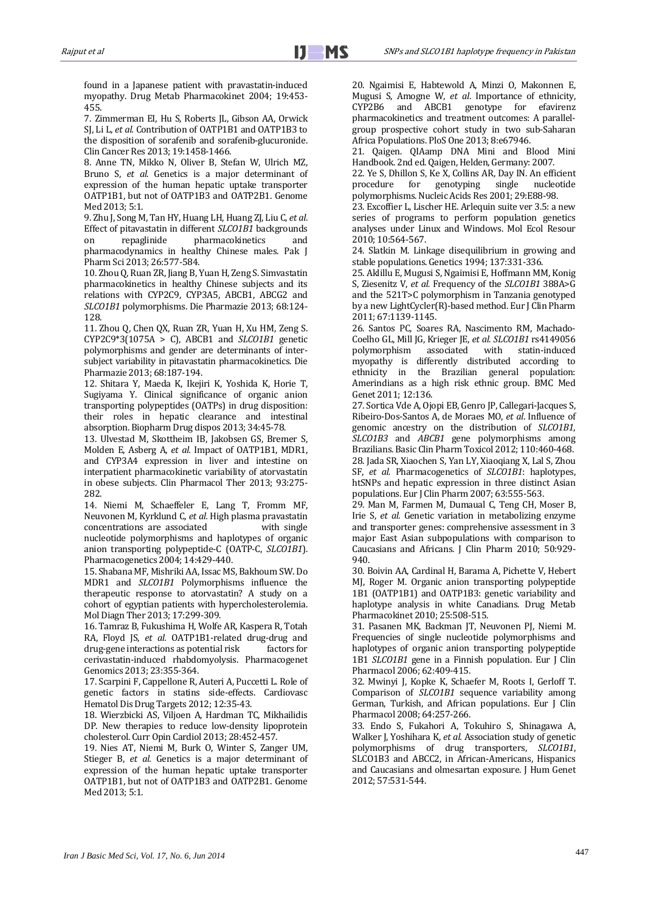found in a Japanese patient with pravastatin-induced myopathy. Drug Metab Pharmacokinet 2004; 19:453-455.

7. Zimmerman EI, Hu S, Roberts JL, Gibson AA, Orwick SJ, Li L, *et al.* Contribution of OATP1B1 and OATP1B3 to the disposition of sorafenib and sorafenib-glucuronide. Clin Cancer Res 2013; 19:1458-1466.

8. Anne TN, Mikko N, Oliver B, Stefan W, Ulrich MZ, Bruno S, *et al.* Genetics is a major determinant of expression of the human hepatic uptake transporter OATP1B1, but not of OATP1B3 and OATP2B1. Genome Med 2013; 5:1.

9. Zhu J, Song M, Tan HY, Huang LH, Huang ZJ, Liu C, *et al.* Effect of pitavastatin in different *SLCO1B1* backgrounds on repaglinide pharmacokinetics and pharmacodynamics in healthy Chinese males. Pak J Pharm Sci 2013; 26:577-584.

10. Zhou Q, Ruan ZR, Jiang B, Yuan H, Zeng S. Simvastatin pharmacokinetics in healthy Chinese subjects and its relations with CYP2C9, CYP3A5, ABCB1, ABCG2 and *SLCO1B1* polymorphisms. Die Pharmazie 2013; 68:124-128.

11. Zhou Q, Chen QX, Ruan ZR, Yuan H, Xu HM, Zeng S. CYP2C9*3(1075A > C), ABCB1 and *SLCO1B1* genetic polymorphisms and gender are determinants of inter-subject variability in pitavastatin pharmacokinetics. Die Pharmazie 2013; 68:187-194.

12. Shitara Y, Maeda K, Ikejiri K, Yoshida K, Horie T, Sugiyama Y. Clinical significance of organic anion transporting polypeptides (OATPs) in drug disposition: their roles in hepatic clearance and intestinal absorption. Biopharm Drug dispos 2013; 34:45-78.

13. Ulvestad M, Skottheim IB, Jakobsen GS, Bremer S, Molden E, Asberg A, *et al.* Impact of OATP1B1, MDR1, and CYP3A4 expression in liver and intestine on interpatient pharmacokinetic variability of atorvastatin in obese subjects. Clin Pharmacol Ther 2013; 93:275-282.

14. Niemi M, Schaeffeler E, Lang T, Fromm MF, Neuvonen M, Kyrklund C, *et al.* High plasma pravastatin concentrations are associated with single nucleotide polymorphisms and haplotypes of organic anion transporting polypeptide-C (OATP-C, *SLCO1B1*). Pharmacogenetics 2004; 14:429-440.

15. Shabana MF, Mishriki AA, Issac MS, Bakhoum SW. Do MDR1 and *SLCO1B1* Polymorphisms influence the therapeutic response to atorvastatin? A study on a cohort of egyptian patients with hypercholesterolemia. Mol Diagn Ther 2013; 17:299-309.

16. Tamraz B, Fukushima H, Wolfe AR, Kaspera R, Totah RA, Floyd JS, *et al.* OATP1B1-related drug-drug and drug-gene interactions as potential risk factors for cerivastatin-induced rhabdomyolysis. Pharmacogenet Genomics 2013; 23:355-364.

17. Scarpini F, Cappellone R, Auteri A, Puccetti L. Role of genetic factors in statins side-effects. Cardiovasc Hematol Dis Drug Targets 2012; 12:35-43.

18. Wierzbicki AS, Viljoen A, Hardman TC, Mikhailidis DP. New therapies to reduce low-density lipoprotein cholesterol. Curr Opin Cardiol 2013; 28:452-457.

19. Nies AT, Niemi M, Burk O, Winter S, Zanger UM, Stieger B, *et al.* Genetics is a major determinant of expression of the human hepatic uptake transporter OATP1B1, but not of OATP1B3 and OATP2B1. Genome Med 2013; 5:1.

20. Ngaimisi E, Habtewold A, Minzi O, Makonnen E, Mugusi S, Amogne W, *et al.* Importance of ethnicity, CYP2B6 and ABCB1 genotype for efavirenz pharmacokinetics and treatment outcomes: A parallel-group prospective cohort study in two sub-Saharan Africa Populations. PloS One 2013; 8:e67946.

21. Qaigen. QIAamp DNA Mini and Blood Mini Handbook. 2nd ed. Qaigen, Helden, Germany: 2007.

22. Ye S, Dhillon S, Ke X, Collins AR, Day IN. An efficient procedure for genotyping single nucleotide polymorphisms. Nucleic Acids Res 2001; 29:E88-98.

23. Excoffier L, Lischer HE. Arlequin suite ver 3.5: a new series of programs to perform population genetics analyses under Linux and Windows. Mol Ecol Resour 2010; 10:564-567.

24. Slatkin M. Linkage disequilibrium in growing and stable populations. Genetics 1994; 137:331-336.

25. Aklillu E, Mugusi S, Ngaimisi E, Hoffmann MM, Konig S, Ziesenitz V, *et al.* Frequency of the *SLCO1B1* 388A>G and the 521T>C polymorphism in Tanzania genotyped by a new LightCycler(R)-based method. Eur J Clin Pharm 2011; 67:1139-1145.

26. Santos PC, Soares RA, Nascimento RM, Machado-Coelho GL, Mill JG, Krieger JE, *et al.* *SLCO1B1* rs4149056 polymorphism associated with statin-induced myopathy is differently distributed according to ethnicity in the Brazilian general population: Amerindians as a high risk ethnic group. BMC Med Genet 2011; 12:136.

27. Sortica Vde A, Ojopi EB, Genro JP, Callegari-Jacques S, Ribeiro-Dos-Santos A, de Moraes MO, *et al.* Influence of genomic ancestry on the distribution of *SLCO1B1*, *SLCO1B3* and *ABCB1* gene polymorphisms among Brazilians. Basic Clin Pharm Toxicol 2012; 110:460-468.

28. Jada SR, Xiaochen S, Yan LY, Xiaoqiang X, Lal S, Zhou SF, *et al.* Pharmacogenetics of *SLCO1B1*: haplotypes, htSNPs and hepatic expression in three distinct Asian populations. Eur J Clin Pharm 2007; 63:555-563.

29. Man M, Farmen M, Dumaual C, Teng CH, Moser B, Irie S, *et al.* Genetic variation in metabolizing enzyme and transporter genes: comprehensive assessment in 3 major East Asian subpopulations with comparison to Caucasians and Africans. J Clin Pharm 2010; 50:929-940.

30. Boivin AA, Cardinal H, Barama A, Pichette V, Hebert MJ, Roger M. Organic anion transporting polypeptide 1B1 (OATP1B1) and OATP1B3: genetic variability and haplotype analysis in white Canadians. Drug Metab Pharmacokinet 2010; 25:508-515.

31. Pasanen MK, Backman JT, Neuvonen PJ, Niemi M. Frequencies of single nucleotide polymorphisms and haplotypes of organic anion transporting polypeptide 1B1 *SLCO1B1* gene in a Finnish population. Eur J Clin Pharmacol 2006; 62:409-415.

32. Mwinyi J, Kopke K, Schaefer M, Roots I, Gerloff T. Comparison of *SLCO1B1* sequence variability among German, Turkish, and African populations. Eur J Clin Pharmacol 2008; 64:257-266.

33. Endo S, Fukahori A, Tokuhiro S, Shinagawa A, Walker J, Yoshihara K, *et al.* Association study of genetic polymorphisms of drug transporters, *SLCO1B1*, SLCO1B3 and ABCC2, in African-Americans, Hispanics and Caucasians and olmesartan exposure. J Hum Genet 2012; 57:531-544.